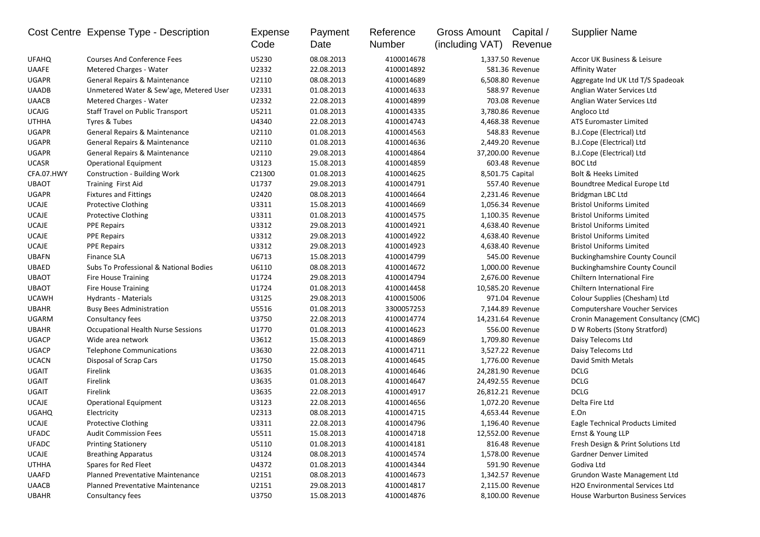| Cost Centre | Expense Type - Description | Expense Code | Payment Date | Reference Number | Gross Amount (including VAT) | Capital / Revenue | Supplier Name |
|---|---|---|---|---|---|---|---|
| UFAHQ | Courses And Conference Fees | U5230 | 08.08.2013 | 4100014678 | 1,337.50 | Revenue | Accor UK Business & Leisure |
| UAAFE | Metered Charges - Water | U2332 | 22.08.2013 | 4100014892 | 581.36 | Revenue | Affinity Water |
| UGAPR | General Repairs & Maintenance | U2110 | 08.08.2013 | 4100014689 | 6,508.80 | Revenue | Aggregate Ind UK Ltd T/S Spadeoak |
| UAADB | Unmetered Water & Sew'age, Metered User | U2331 | 01.08.2013 | 4100014633 | 588.97 | Revenue | Anglian Water Services Ltd |
| UAACB | Metered Charges - Water | U2332 | 22.08.2013 | 4100014899 | 703.08 | Revenue | Anglian Water Services Ltd |
| UCAJG | Staff Travel on Public Transport | U5211 | 01.08.2013 | 4100014335 | 3,780.86 | Revenue | Angloco Ltd |
| UTHHA | Tyres & Tubes | U4340 | 22.08.2013 | 4100014743 | 4,468.38 | Revenue | ATS Euromaster Limited |
| UGAPR | General Repairs & Maintenance | U2110 | 01.08.2013 | 4100014563 | 548.83 | Revenue | B.J.Cope (Electrical) Ltd |
| UGAPR | General Repairs & Maintenance | U2110 | 01.08.2013 | 4100014636 | 2,449.20 | Revenue | B.J.Cope (Electrical) Ltd |
| UGAPR | General Repairs & Maintenance | U2110 | 29.08.2013 | 4100014864 | 37,200.00 | Revenue | B.J.Cope (Electrical) Ltd |
| UCASR | Operational Equipment | U3123 | 15.08.2013 | 4100014859 | 603.48 | Revenue | BOC Ltd |
| CFA.07.HWY | Construction - Building Work | C21300 | 01.08.2013 | 4100014625 | 8,501.75 | Capital | Bolt & Heeks Limited |
| UBAOT | Training First Aid | U1737 | 29.08.2013 | 4100014791 | 557.40 | Revenue | Boundtree Medical Europe Ltd |
| UGAPR | Fixtures and Fittings | U2420 | 08.08.2013 | 4100014664 | 2,231.46 | Revenue | Bridgman LBC Ltd |
| UCAJE | Protective Clothing | U3311 | 15.08.2013 | 4100014669 | 1,056.34 | Revenue | Bristol Uniforms Limited |
| UCAJE | Protective Clothing | U3311 | 01.08.2013 | 4100014575 | 1,100.35 | Revenue | Bristol Uniforms Limited |
| UCAJE | PPE Repairs | U3312 | 29.08.2013 | 4100014921 | 4,638.40 | Revenue | Bristol Uniforms Limited |
| UCAJE | PPE Repairs | U3312 | 29.08.2013 | 4100014922 | 4,638.40 | Revenue | Bristol Uniforms Limited |
| UCAJE | PPE Repairs | U3312 | 29.08.2013 | 4100014923 | 4,638.40 | Revenue | Bristol Uniforms Limited |
| UBAFN | Finance SLA | U6713 | 15.08.2013 | 4100014799 | 545.00 | Revenue | Buckinghamshire County Council |
| UBAED | Subs To Professional & National Bodies | U6110 | 08.08.2013 | 4100014672 | 1,000.00 | Revenue | Buckinghamshire County Council |
| UBAOT | Fire House Training | U1724 | 29.08.2013 | 4100014794 | 2,676.00 | Revenue | Chiltern International Fire |
| UBAOT | Fire House Training | U1724 | 01.08.2013 | 4100014458 | 10,585.20 | Revenue | Chiltern International Fire |
| UCAWH | Hydrants - Materials | U3125 | 29.08.2013 | 4100015006 | 971.04 | Revenue | Colour Supplies (Chesham) Ltd |
| UBAHR | Busy Bees Administration | U5516 | 01.08.2013 | 3300057253 | 7,144.89 | Revenue | Computershare Voucher Services |
| UGARM | Consultancy fees | U3750 | 22.08.2013 | 4100014774 | 14,231.64 | Revenue | Cronin Management Consultancy (CMC) |
| UBAHR | Occupational Health Nurse Sessions | U1770 | 01.08.2013 | 4100014623 | 556.00 | Revenue | D W Roberts (Stony Stratford) |
| UGACP | Wide area network | U3612 | 15.08.2013 | 4100014869 | 1,709.80 | Revenue | Daisy Telecoms Ltd |
| UGACP | Telephone Communications | U3630 | 22.08.2013 | 4100014711 | 3,527.22 | Revenue | Daisy Telecoms Ltd |
| UCACN | Disposal of Scrap Cars | U1750 | 15.08.2013 | 4100014645 | 1,776.00 | Revenue | David Smith Metals |
| UGAIT | Firelink | U3635 | 01.08.2013 | 4100014646 | 24,281.90 | Revenue | DCLG |
| UGAIT | Firelink | U3635 | 01.08.2013 | 4100014647 | 24,492.55 | Revenue | DCLG |
| UGAIT | Firelink | U3635 | 22.08.2013 | 4100014917 | 26,812.21 | Revenue | DCLG |
| UCAJE | Operational Equipment | U3123 | 22.08.2013 | 4100014656 | 1,072.20 | Revenue | Delta Fire Ltd |
| UGAHQ | Electricity | U2313 | 08.08.2013 | 4100014715 | 4,653.44 | Revenue | E.On |
| UCAJE | Protective Clothing | U3311 | 22.08.2013 | 4100014796 | 1,196.40 | Revenue | Eagle Technical Products Limited |
| UFADC | Audit Commission Fees | U5511 | 15.08.2013 | 4100014718 | 12,552.00 | Revenue | Ernst & Young LLP |
| UFADC | Printing Stationery | U5110 | 01.08.2013 | 4100014181 | 816.48 | Revenue | Fresh Design & Print Solutions Ltd |
| UCAJE | Breathing Apparatus | U3124 | 08.08.2013 | 4100014574 | 1,578.00 | Revenue | Gardner Denver Limited |
| UTHHA | Spares for Red Fleet | U4372 | 01.08.2013 | 4100014344 | 591.90 | Revenue | Godiva Ltd |
| UAAFD | Planned Preventative Maintenance | U2151 | 08.08.2013 | 4100014673 | 1,342.57 | Revenue | Grundon Waste Management Ltd |
| UAACB | Planned Preventative Maintenance | U2151 | 29.08.2013 | 4100014817 | 2,115.00 | Revenue | H2O Environmental Services Ltd |
| UBAHR | Consultancy fees | U3750 | 15.08.2013 | 4100014876 | 8,100.00 | Revenue | House Warburton Business Services |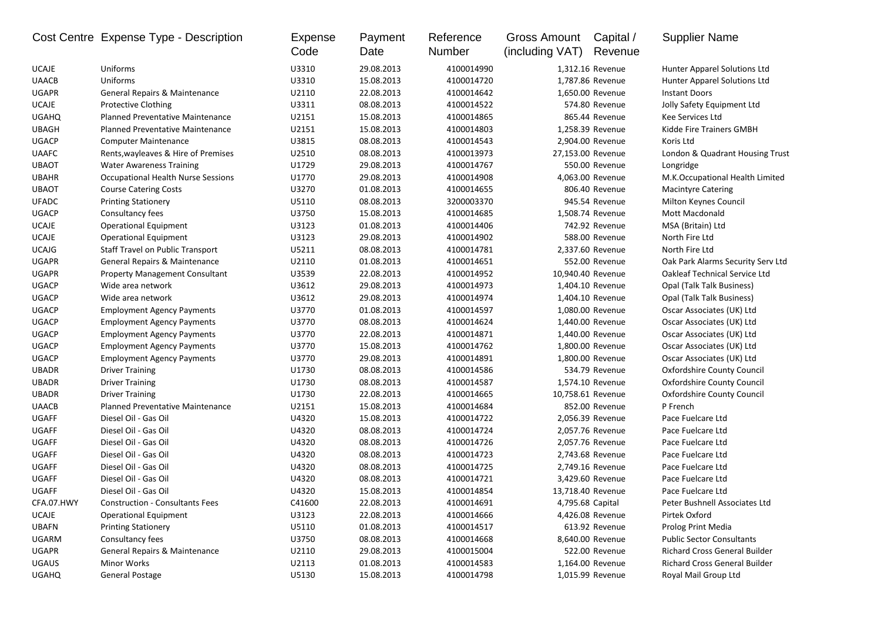| Cost Centre | Expense Type - Description | Expense Code | Payment Date | Reference Number | Gross Amount (including VAT) | Capital / Revenue | Supplier Name |
|---|---|---|---|---|---|---|---|
| UCAJE | Uniforms | U3310 | 29.08.2013 | 4100014990 | 1,312.16 | Revenue | Hunter Apparel Solutions Ltd |
| UAACB | Uniforms | U3310 | 15.08.2013 | 4100014720 | 1,787.86 | Revenue | Hunter Apparel Solutions Ltd |
| UGAPR | General Repairs & Maintenance | U2110 | 22.08.2013 | 4100014642 | 1,650.00 | Revenue | Instant Doors |
| UCAJE | Protective Clothing | U3311 | 08.08.2013 | 4100014522 | 574.80 | Revenue | Jolly Safety Equipment Ltd |
| UGAHQ | Planned Preventative Maintenance | U2151 | 15.08.2013 | 4100014865 | 865.44 | Revenue | Kee Services Ltd |
| UBAGH | Planned Preventative Maintenance | U2151 | 15.08.2013 | 4100014803 | 1,258.39 | Revenue | Kidde Fire Trainers GMBH |
| UGACP | Computer Maintenance | U3815 | 08.08.2013 | 4100014543 | 2,904.00 | Revenue | Koris Ltd |
| UAAFC | Rents,wayleaves & Hire of Premises | U2510 | 08.08.2013 | 4100013973 | 27,153.00 | Revenue | London & Quadrant Housing Trust |
| UBAOT | Water Awareness Training | U1729 | 29.08.2013 | 4100014767 | 550.00 | Revenue | Longridge |
| UBAHR | Occupational Health Nurse Sessions | U1770 | 29.08.2013 | 4100014908 | 4,063.00 | Revenue | M.K.Occupational Health Limited |
| UBAOT | Course Catering Costs | U3270 | 01.08.2013 | 4100014655 | 806.40 | Revenue | Macintyre Catering |
| UFADC | Printing Stationery | U5110 | 08.08.2013 | 3200003370 | 945.54 | Revenue | Milton Keynes Council |
| UGACP | Consultancy fees | U3750 | 15.08.2013 | 4100014685 | 1,508.74 | Revenue | Mott Macdonald |
| UCAJE | Operational Equipment | U3123 | 01.08.2013 | 4100014406 | 742.92 | Revenue | MSA (Britain) Ltd |
| UCAJE | Operational Equipment | U3123 | 29.08.2013 | 4100014902 | 588.00 | Revenue | North Fire Ltd |
| UCAJG | Staff Travel on Public Transport | U5211 | 08.08.2013 | 4100014781 | 2,337.60 | Revenue | North Fire Ltd |
| UGAPR | General Repairs & Maintenance | U2110 | 01.08.2013 | 4100014651 | 552.00 | Revenue | Oak Park Alarms Security Serv Ltd |
| UGAPR | Property Management Consultant | U3539 | 22.08.2013 | 4100014952 | 10,940.40 | Revenue | Oakleaf Technical Service Ltd |
| UGACP | Wide area network | U3612 | 29.08.2013 | 4100014973 | 1,404.10 | Revenue | Opal (Talk Talk Business) |
| UGACP | Wide area network | U3612 | 29.08.2013 | 4100014974 | 1,404.10 | Revenue | Opal (Talk Talk Business) |
| UGACP | Employment Agency Payments | U3770 | 01.08.2013 | 4100014597 | 1,080.00 | Revenue | Oscar Associates (UK) Ltd |
| UGACP | Employment Agency Payments | U3770 | 08.08.2013 | 4100014624 | 1,440.00 | Revenue | Oscar Associates (UK) Ltd |
| UGACP | Employment Agency Payments | U3770 | 22.08.2013 | 4100014871 | 1,440.00 | Revenue | Oscar Associates (UK) Ltd |
| UGACP | Employment Agency Payments | U3770 | 15.08.2013 | 4100014762 | 1,800.00 | Revenue | Oscar Associates (UK) Ltd |
| UGACP | Employment Agency Payments | U3770 | 29.08.2013 | 4100014891 | 1,800.00 | Revenue | Oscar Associates (UK) Ltd |
| UBADR | Driver Training | U1730 | 08.08.2013 | 4100014586 | 534.79 | Revenue | Oxfordshire County Council |
| UBADR | Driver Training | U1730 | 08.08.2013 | 4100014587 | 1,574.10 | Revenue | Oxfordshire County Council |
| UBADR | Driver Training | U1730 | 22.08.2013 | 4100014665 | 10,758.61 | Revenue | Oxfordshire County Council |
| UAACB | Planned Preventative Maintenance | U2151 | 15.08.2013 | 4100014684 | 852.00 | Revenue | P French |
| UGAFF | Diesel Oil - Gas Oil | U4320 | 15.08.2013 | 4100014722 | 2,056.39 | Revenue | Pace Fuelcare Ltd |
| UGAFF | Diesel Oil - Gas Oil | U4320 | 08.08.2013 | 4100014724 | 2,057.76 | Revenue | Pace Fuelcare Ltd |
| UGAFF | Diesel Oil - Gas Oil | U4320 | 08.08.2013 | 4100014726 | 2,057.76 | Revenue | Pace Fuelcare Ltd |
| UGAFF | Diesel Oil - Gas Oil | U4320 | 08.08.2013 | 4100014723 | 2,743.68 | Revenue | Pace Fuelcare Ltd |
| UGAFF | Diesel Oil - Gas Oil | U4320 | 08.08.2013 | 4100014725 | 2,749.16 | Revenue | Pace Fuelcare Ltd |
| UGAFF | Diesel Oil - Gas Oil | U4320 | 08.08.2013 | 4100014721 | 3,429.60 | Revenue | Pace Fuelcare Ltd |
| UGAFF | Diesel Oil - Gas Oil | U4320 | 15.08.2013 | 4100014854 | 13,718.40 | Revenue | Pace Fuelcare Ltd |
| CFA.07.HWY | Construction - Consultants Fees | C41600 | 22.08.2013 | 4100014691 | 4,795.68 | Capital | Peter Bushnell Associates Ltd |
| UCAJE | Operational Equipment | U3123 | 22.08.2013 | 4100014666 | 4,426.08 | Revenue | Pirtek Oxford |
| UBAFN | Printing Stationery | U5110 | 01.08.2013 | 4100014517 | 613.92 | Revenue | Prolog Print Media |
| UGARM | Consultancy fees | U3750 | 08.08.2013 | 4100014668 | 8,640.00 | Revenue | Public Sector Consultants |
| UGAPR | General Repairs & Maintenance | U2110 | 29.08.2013 | 4100015004 | 522.00 | Revenue | Richard Cross General Builder |
| UGAUS | Minor Works | U2113 | 01.08.2013 | 4100014583 | 1,164.00 | Revenue | Richard Cross General Builder |
| UGAHQ | General Postage | U5130 | 15.08.2013 | 4100014798 | 1,015.99 | Revenue | Royal Mail Group Ltd |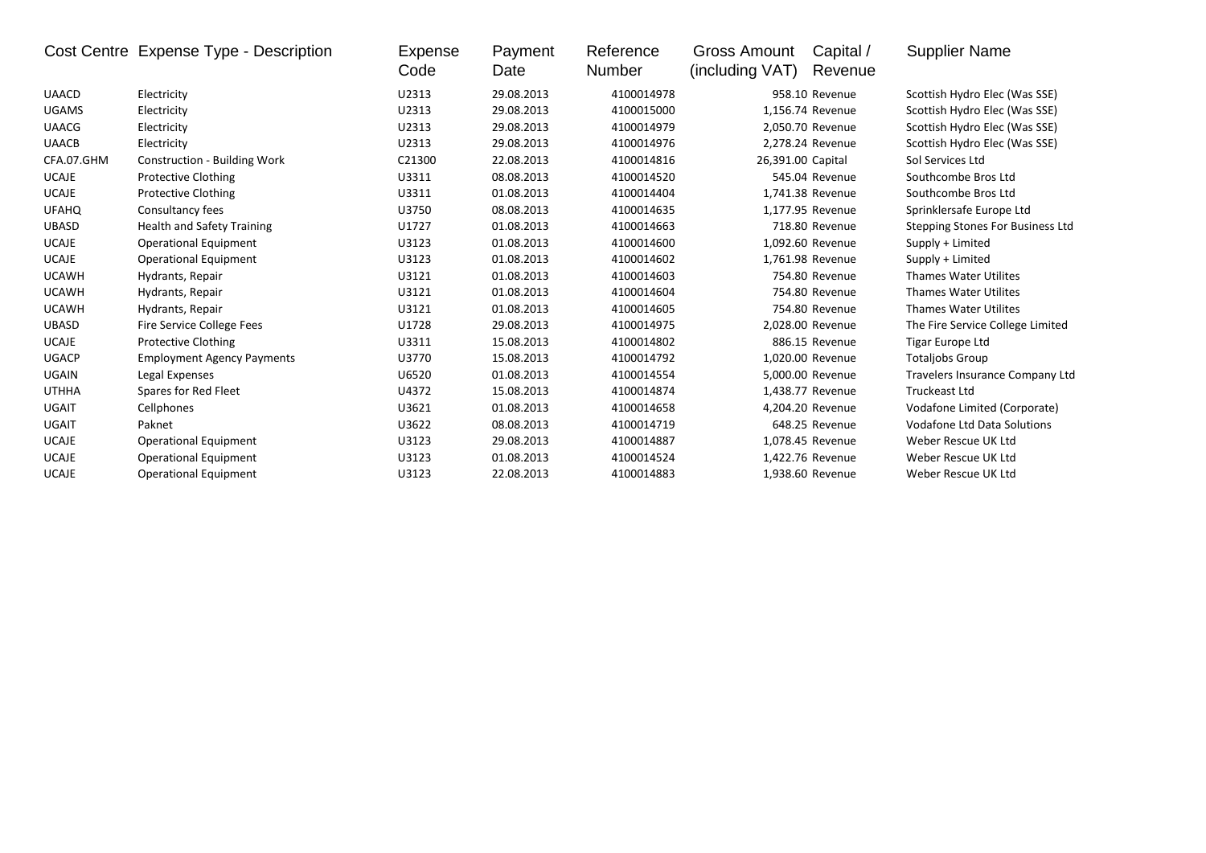| Cost Centre | Expense Type - Description | Expense Code | Payment Date | Reference Number | Gross Amount (including VAT) | Capital / Revenue | Supplier Name |
|---|---|---|---|---|---|---|---|
| UAACD | Electricity | U2313 | 29.08.2013 | 4100014978 | 958.10 | Revenue | Scottish Hydro Elec (Was SSE) |
| UGAMS | Electricity | U2313 | 29.08.2013 | 4100015000 | 1,156.74 | Revenue | Scottish Hydro Elec (Was SSE) |
| UAACG | Electricity | U2313 | 29.08.2013 | 4100014979 | 2,050.70 | Revenue | Scottish Hydro Elec (Was SSE) |
| UAACB | Electricity | U2313 | 29.08.2013 | 4100014976 | 2,278.24 | Revenue | Scottish Hydro Elec (Was SSE) |
| CFA.07.GHM | Construction - Building Work | C21300 | 22.08.2013 | 4100014816 | 26,391.00 | Capital | Sol Services Ltd |
| UCAJE | Protective Clothing | U3311 | 08.08.2013 | 4100014520 | 545.04 | Revenue | Southcombe Bros Ltd |
| UCAJE | Protective Clothing | U3311 | 01.08.2013 | 4100014404 | 1,741.38 | Revenue | Southcombe Bros Ltd |
| UFAHQ | Consultancy fees | U3750 | 08.08.2013 | 4100014635 | 1,177.95 | Revenue | Sprinklersafe Europe Ltd |
| UBASD | Health and Safety Training | U1727 | 01.08.2013 | 4100014663 | 718.80 | Revenue | Stepping Stones For Business Ltd |
| UCAJE | Operational Equipment | U3123 | 01.08.2013 | 4100014600 | 1,092.60 | Revenue | Supply + Limited |
| UCAJE | Operational Equipment | U3123 | 01.08.2013 | 4100014602 | 1,761.98 | Revenue | Supply + Limited |
| UCAWH | Hydrants, Repair | U3121 | 01.08.2013 | 4100014603 | 754.80 | Revenue | Thames Water Utilites |
| UCAWH | Hydrants, Repair | U3121 | 01.08.2013 | 4100014604 | 754.80 | Revenue | Thames Water Utilites |
| UCAWH | Hydrants, Repair | U3121 | 01.08.2013 | 4100014605 | 754.80 | Revenue | Thames Water Utilites |
| UBASD | Fire Service College Fees | U1728 | 29.08.2013 | 4100014975 | 2,028.00 | Revenue | The Fire Service College Limited |
| UCAJE | Protective Clothing | U3311 | 15.08.2013 | 4100014802 | 886.15 | Revenue | Tigar Europe Ltd |
| UGACP | Employment Agency Payments | U3770 | 15.08.2013 | 4100014792 | 1,020.00 | Revenue | Totaljobs Group |
| UGAIN | Legal Expenses | U6520 | 01.08.2013 | 4100014554 | 5,000.00 | Revenue | Travelers Insurance Company Ltd |
| UTHHA | Spares for Red Fleet | U4372 | 15.08.2013 | 4100014874 | 1,438.77 | Revenue | Truckeast Ltd |
| UGAIT | Cellphones | U3621 | 01.08.2013 | 4100014658 | 4,204.20 | Revenue | Vodafone Limited (Corporate) |
| UGAIT | Paknet | U3622 | 08.08.2013 | 4100014719 | 648.25 | Revenue | Vodafone Ltd Data Solutions |
| UCAJE | Operational Equipment | U3123 | 29.08.2013 | 4100014887 | 1,078.45 | Revenue | Weber Rescue UK Ltd |
| UCAJE | Operational Equipment | U3123 | 01.08.2013 | 4100014524 | 1,422.76 | Revenue | Weber Rescue UK Ltd |
| UCAJE | Operational Equipment | U3123 | 22.08.2013 | 4100014883 | 1,938.60 | Revenue | Weber Rescue UK Ltd |